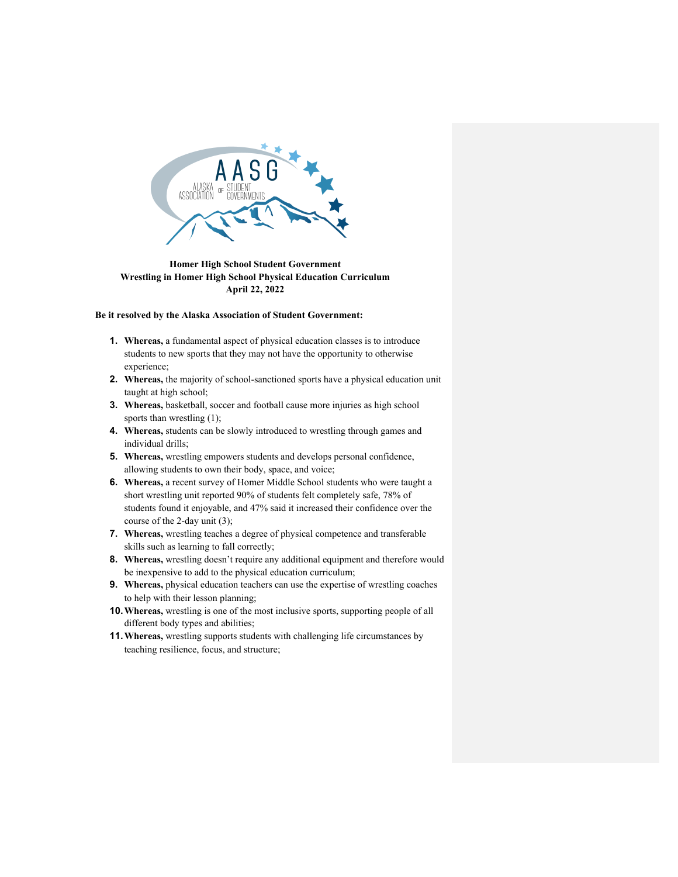**Homer High School Student Government**
**Wrestling in Homer High School Physical Education Curriculum**
**April 22, 2022**

**Be it resolved by the Alaska Association of Student Government:**

1. **Whereas,** a fundamental aspect of physical education classes is to introduce students to new sports that they may not have the opportunity to otherwise experience;
2. **Whereas,** the majority of school-sanctioned sports have a physical education unit taught at high school;
3. **Whereas,** basketball, soccer and football cause more injuries as high school sports than wrestling (1);
4. **Whereas,** students can be slowly introduced to wrestling through games and individual drills;
5. **Whereas,** wrestling empowers students and develops personal confidence, allowing students to own their body, space, and voice;
6. **Whereas,** a recent survey of Homer Middle School students who were taught a short wrestling unit reported 90% of students felt completely safe, 78% of students found it enjoyable, and 47% said it increased their confidence over the course of the 2-day unit (3);
7. **Whereas,** wrestling teaches a degree of physical competence and transferable skills such as learning to fall correctly;
8. **Whereas,** wrestling doesn't require any additional equipment and therefore would be inexpensive to add to the physical education curriculum;
9. **Whereas,** physical education teachers can use the expertise of wrestling coaches to help with their lesson planning;
10. **Whereas,** wrestling is one of the most inclusive sports, supporting people of all different body types and abilities;
11. **Whereas,** wrestling supports students with challenging life circumstances by teaching resilience, focus, and structure;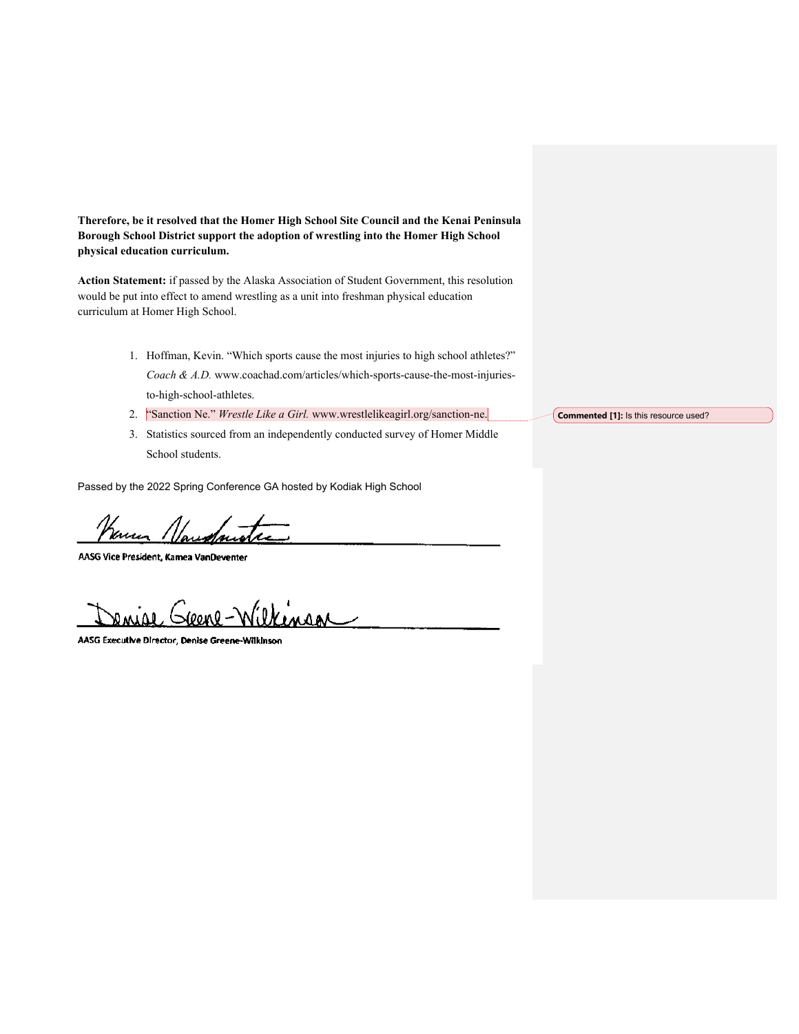**Therefore, be it resolved that the Homer High School Site Council and the Kenai Peninsula Borough School District support the adoption of wrestling into the Homer High School physical education curriculum.**

**Action Statement:** if passed by the Alaska Association of Student Government, this resolution would be put into effect to amend wrestling as a unit into freshman physical education curriculum at Homer High School.

1. Hoffman, Kevin. "Which sports cause the most injuries to high school athletes?" *Coach & A.D.* www.coachad.com/articles/which-sports-cause-the-most-injuries-to-high-school-athletes.
2. "Sanction Ne." *Wrestle Like a Girl.* www.wrestlelikeagirl.org/sanction-ne.
3. Statistics sourced from an independently conducted survey of Homer Middle School students.

**Commented [1]:** Is this resource used?

Passed by the 2022 Spring Conference GA hosted by Kodiak High School

AASG Vice President, Kamea VanDeventer

AASG Executive Director, Denise Greene-Wilkinson